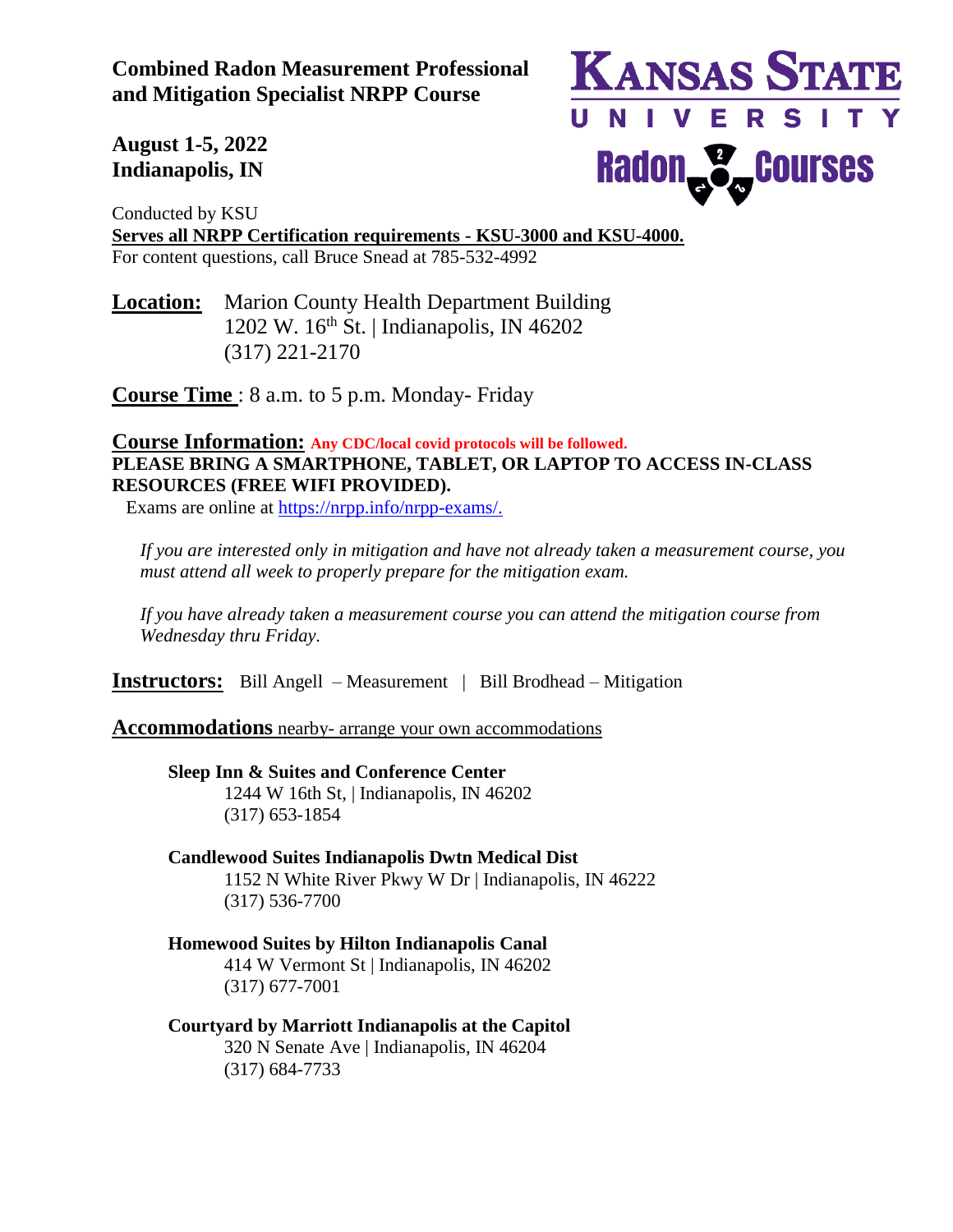# Combined Radon Measurement Professional and Mitigation Specialist NRPP Course

**August 1-5, 2022**
**Indianapolis, IN**

Kansas State University Radon Courses

Conducted by KSU
**Serves all NRPP Certification requirements - KSU-3000 and KSU-4000.**
For content questions, call Bruce Snead at 785-532-4992

**Location:** Marion County Health Department Building
1202 W. 16th St. | Indianapolis, IN 46202
(317) 221-2170

**Course Time** : 8 a.m. to 5 p.m. Monday- Friday

**Course Information:** **Any CDC/local covid protocols will be followed.**
**PLEASE BRING A SMARTPHONE, TABLET, OR LAPTOP TO ACCESS IN-CLASS RESOURCES (FREE WIFI PROVIDED).**
Exams are online at https://nrpp.info/nrpp-exams/.

*If you are interested only in mitigation and have not already taken a measurement course, you must attend all week to properly prepare for the mitigation exam.*

*If you have already taken a measurement course you can attend the mitigation course from Wednesday thru Friday.*

**Instructors:** Bill Angell – Measurement | Bill Brodhead – Mitigation

**Accommodations** nearby- arrange your own accommodations

**Sleep Inn & Suites and Conference Center**
1244 W 16th St, | Indianapolis, IN 46202
(317) 653-1854

**Candlewood Suites Indianapolis Dwtn Medical Dist**
1152 N White River Pkwy W Dr | Indianapolis, IN 46222
(317) 536-7700

**Homewood Suites by Hilton Indianapolis Canal**
414 W Vermont St | Indianapolis, IN 46202
(317) 677-7001

**Courtyard by Marriott Indianapolis at the Capitol**
320 N Senate Ave | Indianapolis, IN 46204
(317) 684-7733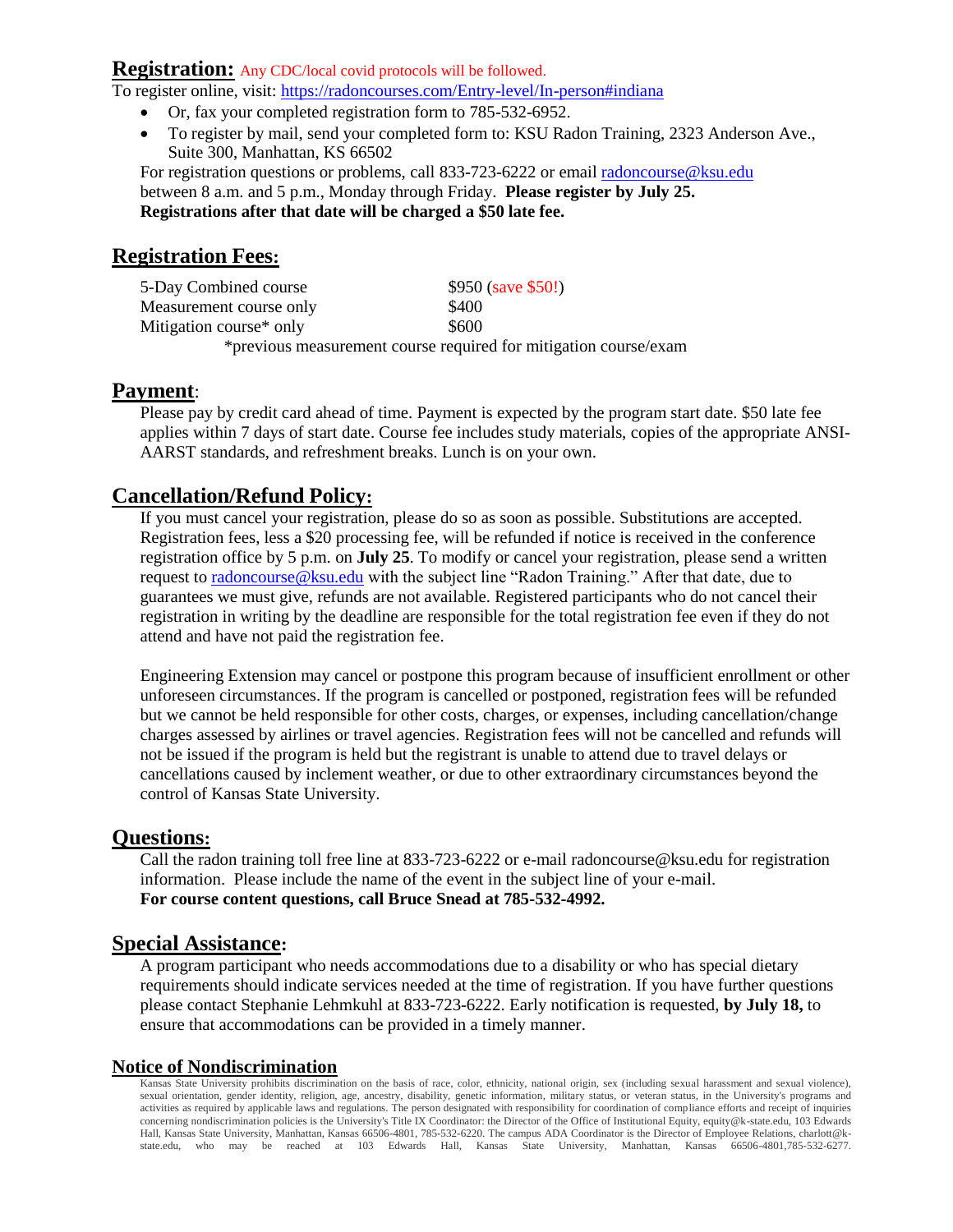## Registration: Any CDC/local covid protocols will be followed.

To register online, visit: https://radoncourses.com/Entry-level/In-person#indiana

- Or, fax your completed registration form to 785-532-6952.
- To register by mail, send your completed form to: KSU Radon Training, 2323 Anderson Ave., Suite 300, Manhattan, KS 66502

For registration questions or problems, call 833-723-6222 or email radoncourse@ksu.edu between 8 a.m. and 5 p.m., Monday through Friday. **Please register by July 25. Registrations after that date will be charged a $50 late fee.**

## Registration Fees:

| | |
|---|---|
| 5-Day Combined course | $950 (save $50!) |
| Measurement course only | $400 |
| Mitigation course* only | $600 |

*previous measurement course required for mitigation course/exam

## Payment:

Please pay by credit card ahead of time. Payment is expected by the program start date. $50 late fee applies within 7 days of start date. Course fee includes study materials, copies of the appropriate ANSI-AARST standards, and refreshment breaks. Lunch is on your own.

## Cancellation/Refund Policy:

If you must cancel your registration, please do so as soon as possible. Substitutions are accepted. Registration fees, less a $20 processing fee, will be refunded if notice is received in the conference registration office by 5 p.m. on **July 25**. To modify or cancel your registration, please send a written request to radoncourse@ksu.edu with the subject line "Radon Training." After that date, due to guarantees we must give, refunds are not available. Registered participants who do not cancel their registration in writing by the deadline are responsible for the total registration fee even if they do not attend and have not paid the registration fee.

Engineering Extension may cancel or postpone this program because of insufficient enrollment or other unforeseen circumstances. If the program is cancelled or postponed, registration fees will be refunded but we cannot be held responsible for other costs, charges, or expenses, including cancellation/change charges assessed by airlines or travel agencies. Registration fees will not be cancelled and refunds will not be issued if the program is held but the registrant is unable to attend due to travel delays or cancellations caused by inclement weather, or due to other extraordinary circumstances beyond the control of Kansas State University.

## Questions:

Call the radon training toll free line at 833-723-6222 or e-mail radoncourse@ksu.edu for registration information. Please include the name of the event in the subject line of your e-mail. **For course content questions, call Bruce Snead at 785-532-4992.**

## Special Assistance:

A program participant who needs accommodations due to a disability or who has special dietary requirements should indicate services needed at the time of registration. If you have further questions please contact Stephanie Lehmkuhl at 833-723-6222. Early notification is requested, **by July 18,** to ensure that accommodations can be provided in a timely manner.

### Notice of Nondiscrimination

Kansas State University prohibits discrimination on the basis of race, color, ethnicity, national origin, sex (including sexual harassment and sexual violence), sexual orientation, gender identity, religion, age, ancestry, disability, genetic information, military status, or veteran status, in the University's programs and activities as required by applicable laws and regulations. The person designated with responsibility for coordination of compliance efforts and receipt of inquiries concerning nondiscrimination policies is the University's Title IX Coordinator: the Director of the Office of Institutional Equity, equity@k-state.edu, 103 Edwards Hall, Kansas State University, Manhattan, Kansas 66506-4801, 785-532-6220. The campus ADA Coordinator is the Director of Employee Relations, charlott@k-state.edu, who may be reached at 103 Edwards Hall, Kansas State University, Manhattan, Kansas 66506-4801,785-532-6277.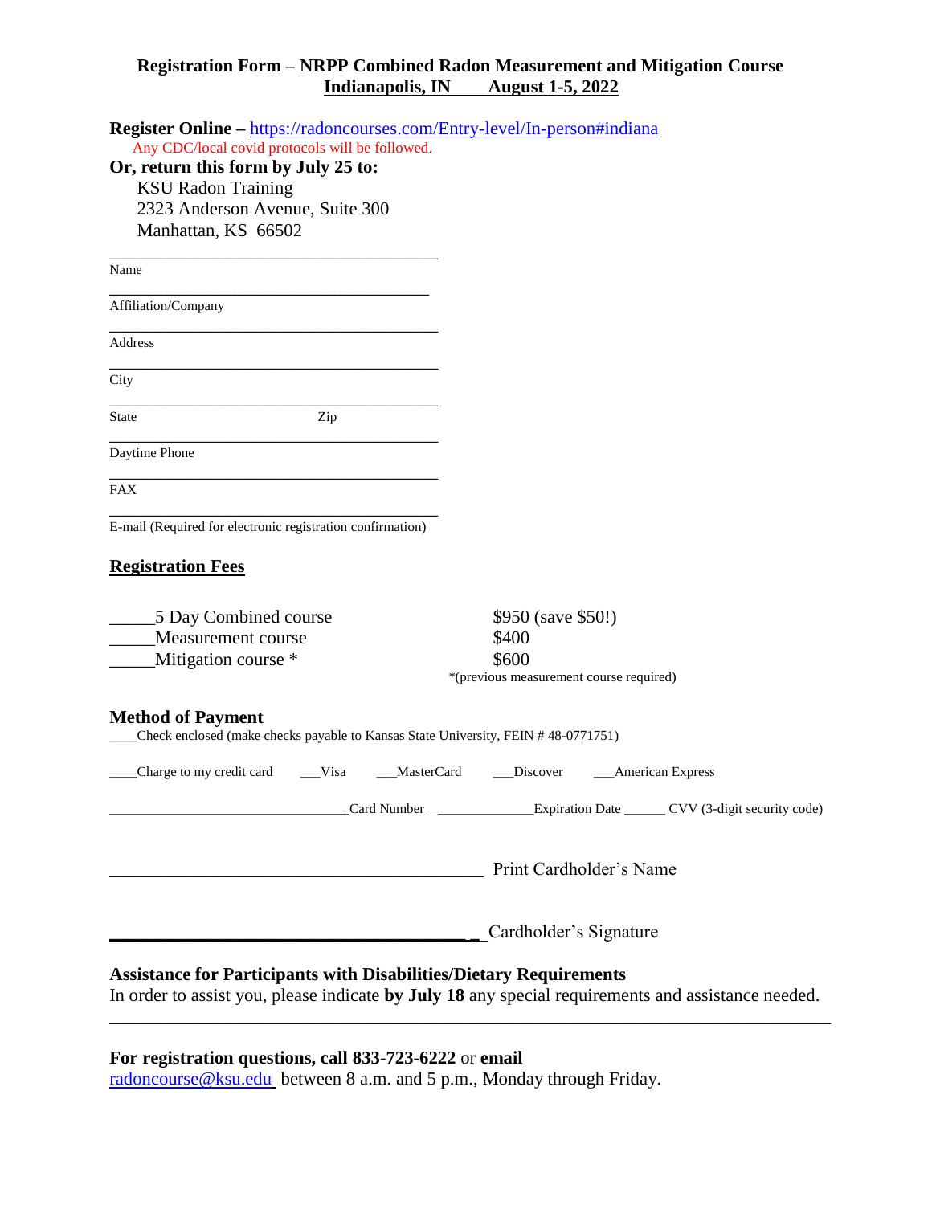## Registration Form – NRPP Combined Radon Measurement and Mitigation Course
## Indianapolis, IN August 1-5, 2022

**Register Online –** https://radoncourses.com/Entry-level/In-person#indiana

Any CDC/local covid protocols will be followed.

**Or, return this form by July 25 to:**

KSU Radon Training
2323 Anderson Avenue, Suite 300
Manhattan, KS 66502

_______________________________________
Name

_______________________________________
Affiliation/Company

_______________________________________
Address

_______________________________________
City

_______________________________________
State Zip

_______________________________________
Daytime Phone

_______________________________________
FAX

_______________________________________
E-mail (Required for electronic registration confirmation)

### Registration Fees

| | |
|---|---|
| _____5 Day Combined course | $950 (save $50!) |
| _____Measurement course | $400 |
| _____Mitigation course * | $600 |
| | *(previous measurement course required) |

### Method of Payment

____Check enclosed (make checks payable to Kansas State University, FEIN # 48-0771751)

____Charge to my credit card ___Visa ___MasterCard ___Discover ___American Express

_______________________________Card Number ______________Expiration Date ______ CVV (3-digit security code)

_______________________________________ Print Cardholder's Name

_______________________________________ Cardholder's Signature

**Assistance for Participants with Disabilities/Dietary Requirements**

In order to assist you, please indicate **by July 18** any special requirements and assistance needed.

_______________________________________________________________________________

**For registration questions, call 833-723-6222** or **email** radoncourse@ksu.edu between 8 a.m. and 5 p.m., Monday through Friday.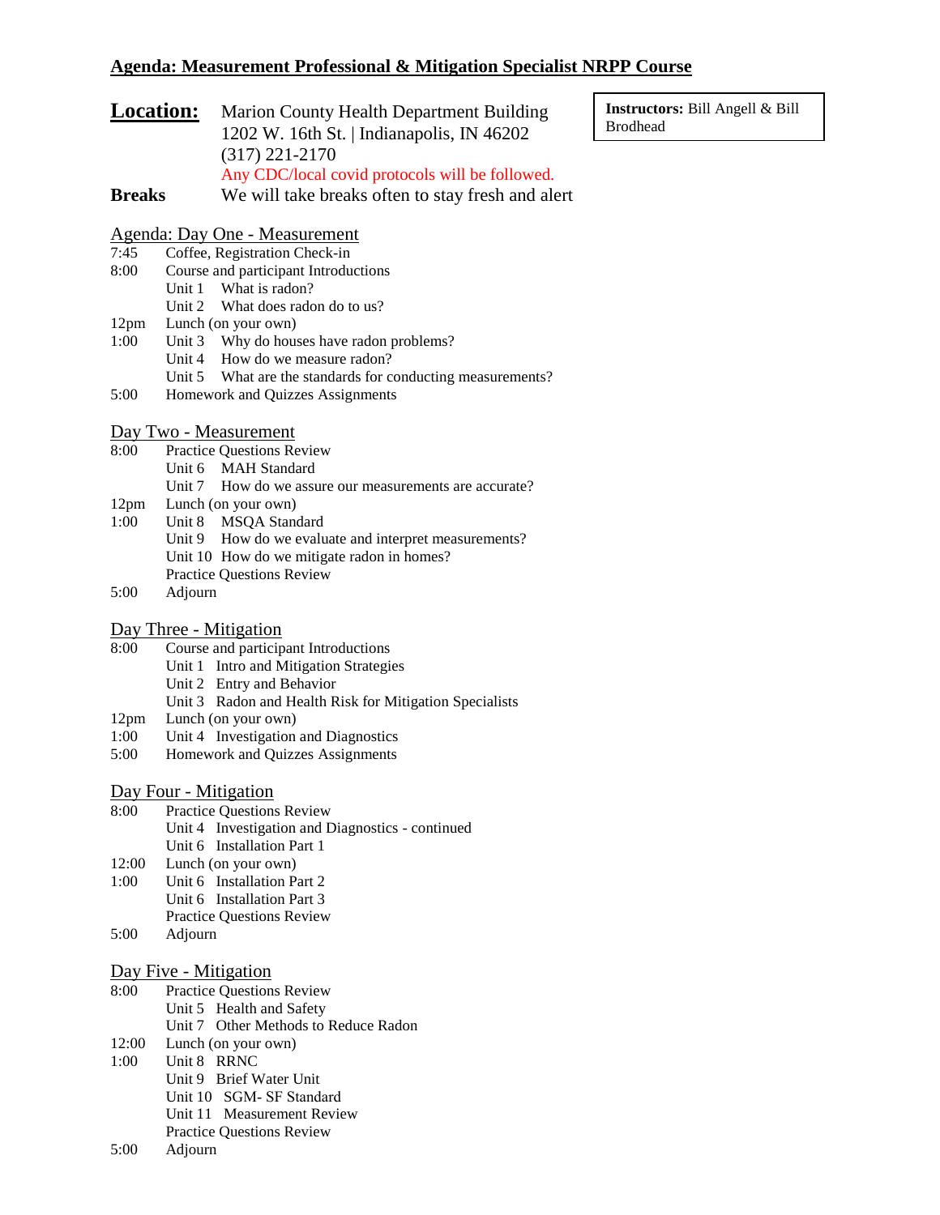# Agenda: Measurement Professional & Mitigation Specialist NRPP Course

**Instructors:** Bill Angell & Bill Brodhead

**Location:** Marion County Health Department Building
1202 W. 16th St. | Indianapolis, IN 46202
(317) 221-2170
Any CDC/local covid protocols will be followed.

**Breaks** We will take breaks often to stay fresh and alert

## Agenda: Day One - Measurement

- 7:45 Coffee, Registration Check-in
- 8:00 Course and participant Introductions
  - Unit 1 What is radon?
  - Unit 2 What does radon do to us?
- 12pm Lunch (on your own)
- 1:00 Unit 3 Why do houses have radon problems?
  - Unit 4 How do we measure radon?
  - Unit 5 What are the standards for conducting measurements?
- 5:00 Homework and Quizzes Assignments

## Day Two - Measurement

- 8:00 Practice Questions Review
  - Unit 6 MAH Standard
  - Unit 7 How do we assure our measurements are accurate?
- 12pm Lunch (on your own)
- 1:00 Unit 8 MSQA Standard
  - Unit 9 How do we evaluate and interpret measurements?
  - Unit 10 How do we mitigate radon in homes?
  - Practice Questions Review
- 5:00 Adjourn

## Day Three - Mitigation

- 8:00 Course and participant Introductions
  - Unit 1 Intro and Mitigation Strategies
  - Unit 2 Entry and Behavior
  - Unit 3 Radon and Health Risk for Mitigation Specialists
- 12pm Lunch (on your own)
- 1:00 Unit 4 Investigation and Diagnostics
- 5:00 Homework and Quizzes Assignments

## Day Four - Mitigation

- 8:00 Practice Questions Review
  - Unit 4 Investigation and Diagnostics - continued
  - Unit 6 Installation Part 1
- 12:00 Lunch (on your own)
- 1:00 Unit 6 Installation Part 2
  - Unit 6 Installation Part 3
  - Practice Questions Review
- 5:00 Adjourn

## Day Five - Mitigation

- 8:00 Practice Questions Review
  - Unit 5 Health and Safety
  - Unit 7 Other Methods to Reduce Radon
- 12:00 Lunch (on your own)
- 1:00 Unit 8 RRNC
  - Unit 9 Brief Water Unit
  - Unit 10 SGM- SF Standard
  - Unit 11 Measurement Review
  - Practice Questions Review
- 5:00 Adjourn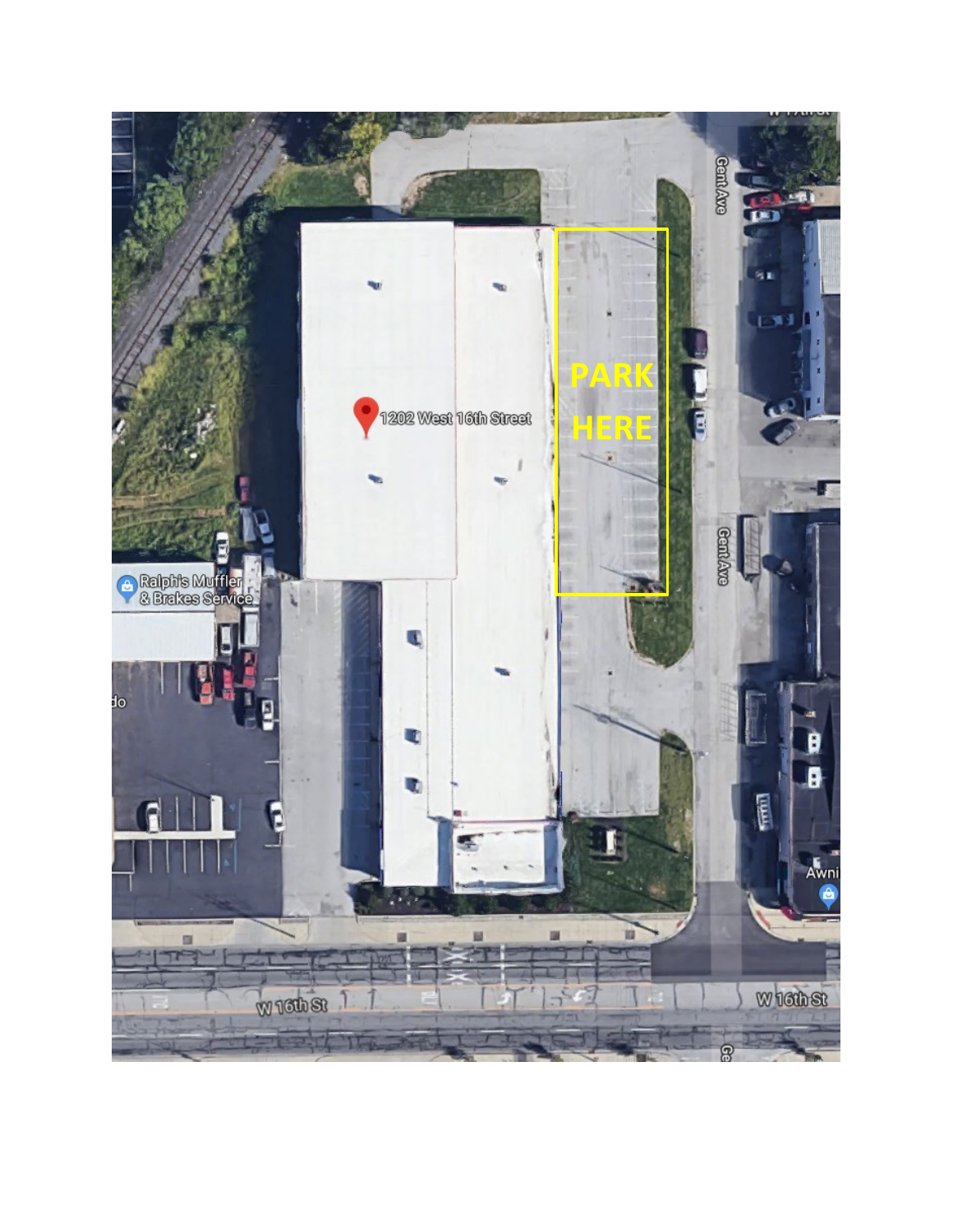PARK HERE

1202 West 16th Street

Ralph's Muffler & Brakes Service

Gent Ave

W 16th St